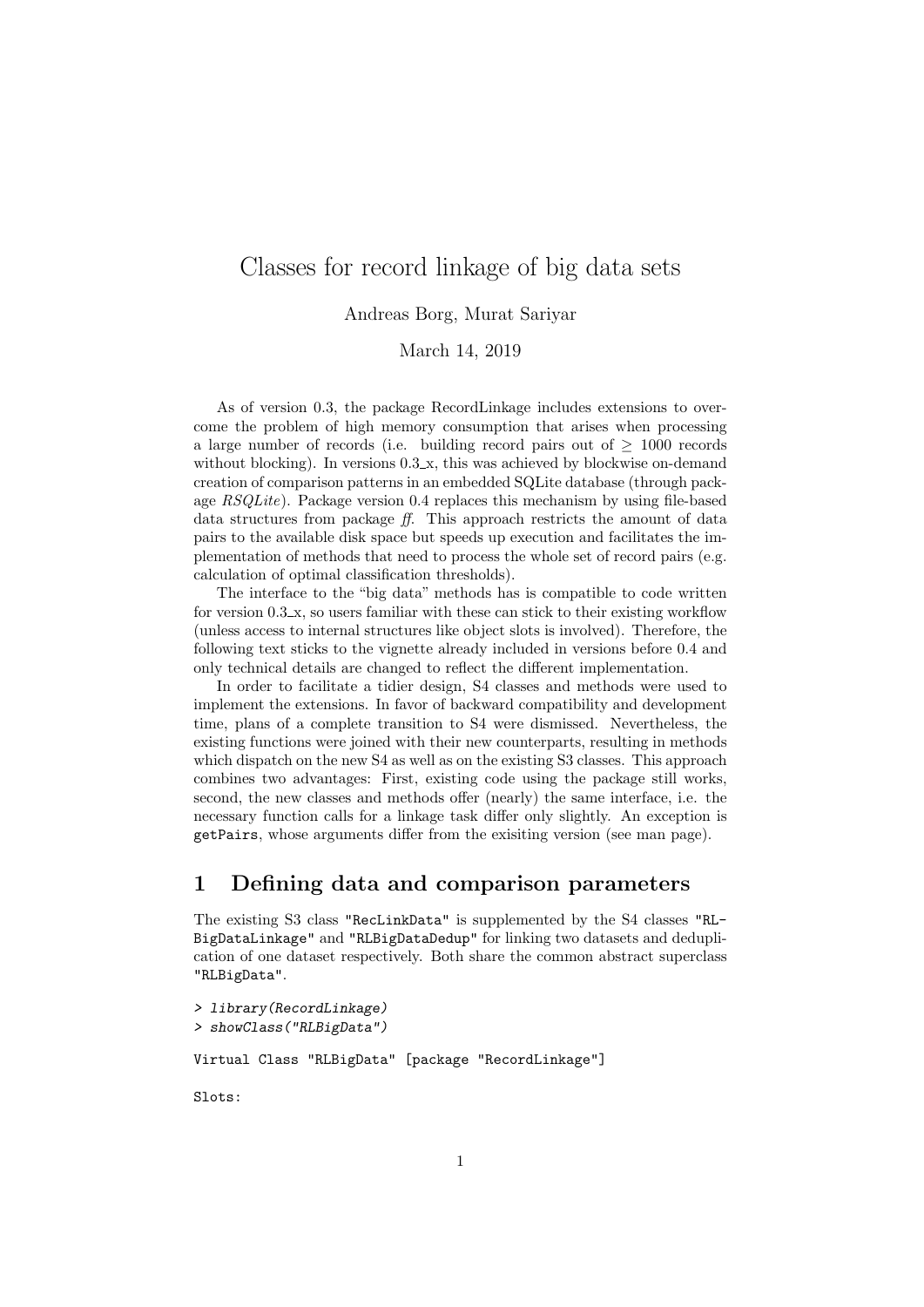# Classes for record linkage of big data sets

Andreas Borg, Murat Sariyar

March 14, 2019

As of version 0.3, the package RecordLinkage includes extensions to overcome the problem of high memory consumption that arises when processing a large number of records (i.e. building record pairs out of $\geq$ 1000 records without blocking). In versions 0.3_x, this was achieved by blockwise on-demand creation of comparison patterns in an embedded SQLite database (through package *RSQLite*). Package version 0.4 replaces this mechanism by using file-based data structures from package *ff*. This approach restricts the amount of data pairs to the available disk space but speeds up execution and facilitates the implementation of methods that need to process the whole set of record pairs (e.g. calculation of optimal classification thresholds).

The interface to the "big data" methods has is compatible to code written for version 0.3_x, so users familiar with these can stick to their existing workflow (unless access to internal structures like object slots is involved). Therefore, the following text sticks to the vignette already included in versions before 0.4 and only technical details are changed to reflect the different implementation.

In order to facilitate a tidier design, S4 classes and methods were used to implement the extensions. In favor of backward compatibility and development time, plans of a complete transition to S4 were dismissed. Nevertheless, the existing functions were joined with their new counterparts, resulting in methods which dispatch on the new S4 as well as on the existing S3 classes. This approach combines two advantages: First, existing code using the package still works, second, the new classes and methods offer (nearly) the same interface, i.e. the necessary function calls for a linkage task differ only slightly. An exception is `getPairs`, whose arguments differ from the exisiting version (see man page).

## 1 Defining data and comparison parameters

The existing S3 class `"RecLinkData"` is supplemented by the S4 classes `"RLBigDataLinkage"` and `"RLBigDataDedup"` for linking two datasets and deduplication of one dataset respectively. Both share the common abstract superclass `"RLBigData"`.

```
> library(RecordLinkage)
> showClass("RLBigData")

Virtual Class "RLBigData" [package "RecordLinkage"]

Slots:
```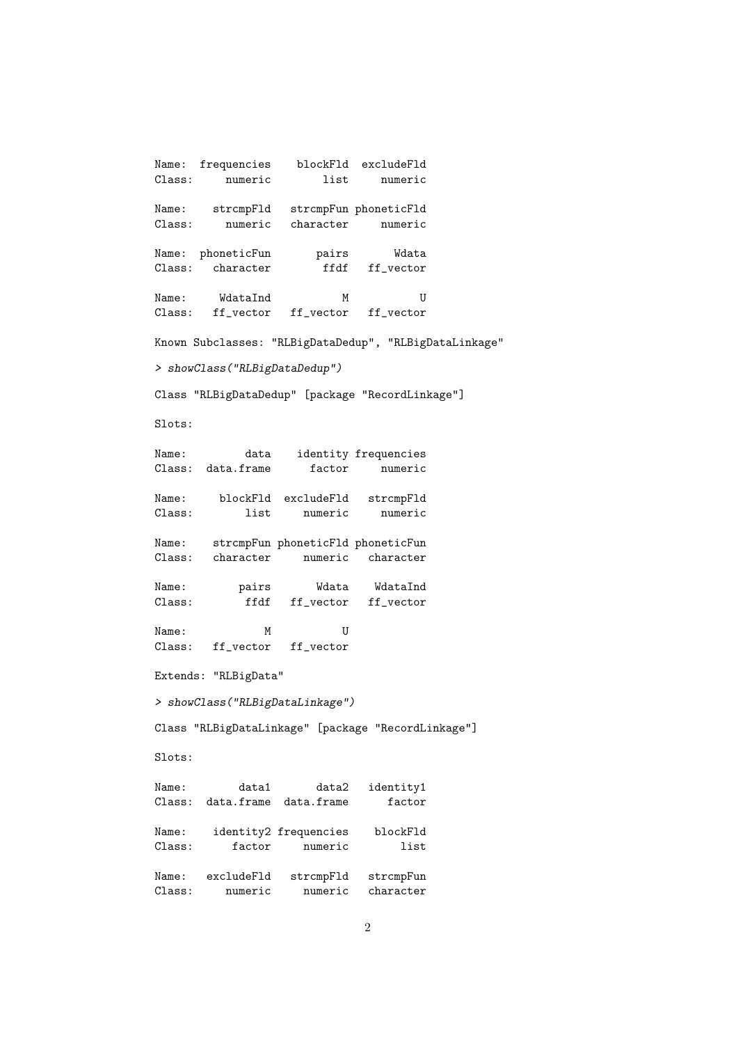```
Name:  frequencies    blockFld  excludeFld
Class:     numeric        list     numeric

Name:    strcmpFld   strcmpFun phoneticFld
Class:     numeric   character     numeric

Name:  phoneticFun       pairs       Wdata
Class:   character        ffdf   ff_vector

Name:     WdataInd           M           U
Class:   ff_vector   ff_vector   ff_vector

Known Subclasses: "RLBigDataDedup", "RLBigDataLinkage"

> showClass("RLBigDataDedup")

Class "RLBigDataDedup" [package "RecordLinkage"]

Slots:

Name:         data    identity frequencies
Class:  data.frame      factor     numeric

Name:     blockFld  excludeFld   strcmpFld
Class:        list     numeric     numeric

Name:    strcmpFun phoneticFld phoneticFun
Class:   character     numeric   character

Name:        pairs       Wdata    WdataInd
Class:        ffdf   ff_vector   ff_vector

Name:            M           U
Class:   ff_vector   ff_vector

Extends: "RLBigData"

> showClass("RLBigDataLinkage")

Class "RLBigDataLinkage" [package "RecordLinkage"]

Slots:

Name:        data1       data2   identity1
Class:  data.frame  data.frame      factor

Name:    identity2 frequencies    blockFld
Class:      factor     numeric        list

Name:   excludeFld   strcmpFld   strcmpFun
Class:     numeric     numeric   character
```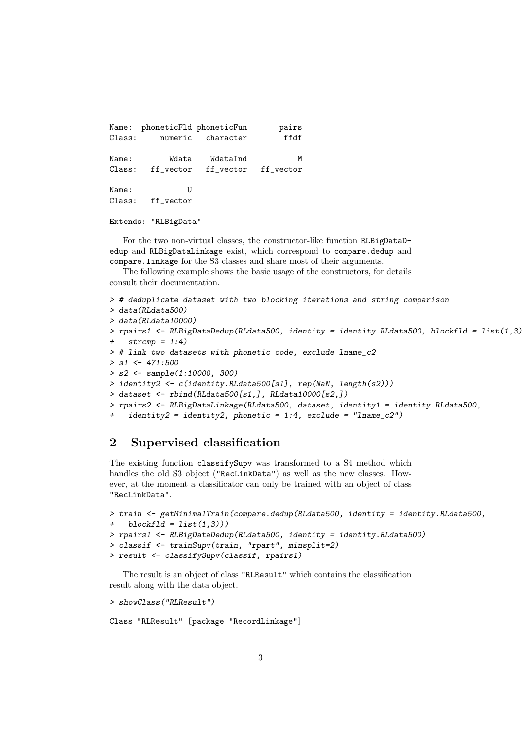```
Name:  phoneticFld phoneticFun       pairs
Class:     numeric   character        ffdf

Name:        Wdata    WdataInd           M
Class:   ff_vector   ff_vector   ff_vector

Name:            U
Class:   ff_vector

Extends: "RLBigData"
```

For the two non-virtual classes, the constructor-like function `RLBigDataDedup` and `RLBigDataLinkage` exist, which correspond to `compare.dedup` and `compare.linkage` for the S3 classes and share most of their arguments.

The following example shows the basic usage of the constructors, for details consult their documentation.

```
> # deduplicate dataset with two blocking iterations and string comparison
> data(RLdata500)
> data(RLdata10000)
> rpairs1 <- RLBigDataDedup(RLdata500, identity = identity.RLdata500, blockfld = list(1,3),
+   strcmp = 1:4)
> # link two datasets with phonetic code, exclude lname_c2
> s1 <- 471:500
> s2 <- sample(1:10000, 300)
> identity2 <- c(identity.RLdata500[s1], rep(NaN, length(s2)))
> dataset <- rbind(RLdata500[s1,], RLdata10000[s2,])
> rpairs2 <- RLBigDataLinkage(RLdata500, dataset, identity1 = identity.RLdata500,
+   identity2 = identity2, phonetic = 1:4, exclude = "lname_c2")
```

## 2 Supervised classification

The existing function `classifySupv` was transformed to a S4 method which handles the old S3 object (`"RecLinkData"`) as well as the new classes. However, at the moment a classificator can only be trained with an object of class `"RecLinkData"`.

```
> train <- getMinimalTrain(compare.dedup(RLdata500, identity = identity.RLdata500,
+   blockfld = list(1,3)))
> rpairs1 <- RLBigDataDedup(RLdata500, identity = identity.RLdata500)
> classif <- trainSupv(train, "rpart", minsplit=2)
> result <- classifySupv(classif, rpairs1)
```

The result is an object of class `"RLResult"` which contains the classification result along with the data object.

```
> showClass("RLResult")

Class "RLResult" [package "RecordLinkage"]
```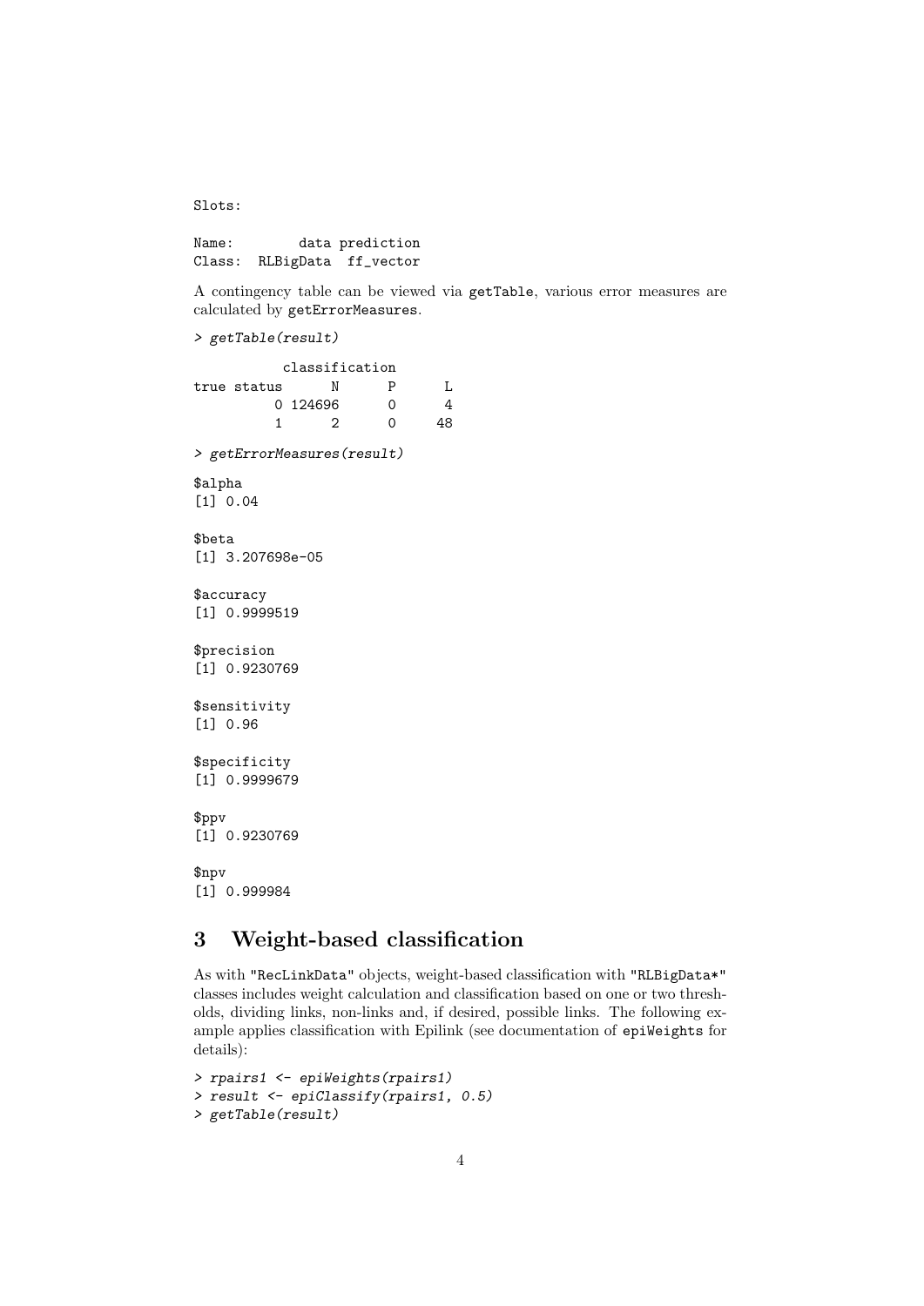```
Slots:

Name:        data prediction
Class:  RLBigData  ff_vector
```

A contingency table can be viewed via `getTable`, various error measures are calculated by `getErrorMeasures`.

```
> getTable(result)

           classification
true status      N      P      L
          0 124696      0      4
          1      2      0     48

> getErrorMeasures(result)

$alpha
[1] 0.04

$beta
[1] 3.207698e-05

$accuracy
[1] 0.9999519

$precision
[1] 0.9230769

$sensitivity
[1] 0.96

$specificity
[1] 0.9999679

$ppv
[1] 0.9230769

$npv
[1] 0.999984
```

# 3 Weight-based classification

As with "RecLinkData" objects, weight-based classification with "RLBigData*" classes includes weight calculation and classification based on one or two thresholds, dividing links, non-links and, if desired, possible links. The following example applies classification with Epilink (see documentation of `epiWeights` for details):

```
> rpairs1 <- epiWeights(rpairs1)
> result <- epiClassify(rpairs1, 0.5)
> getTable(result)
```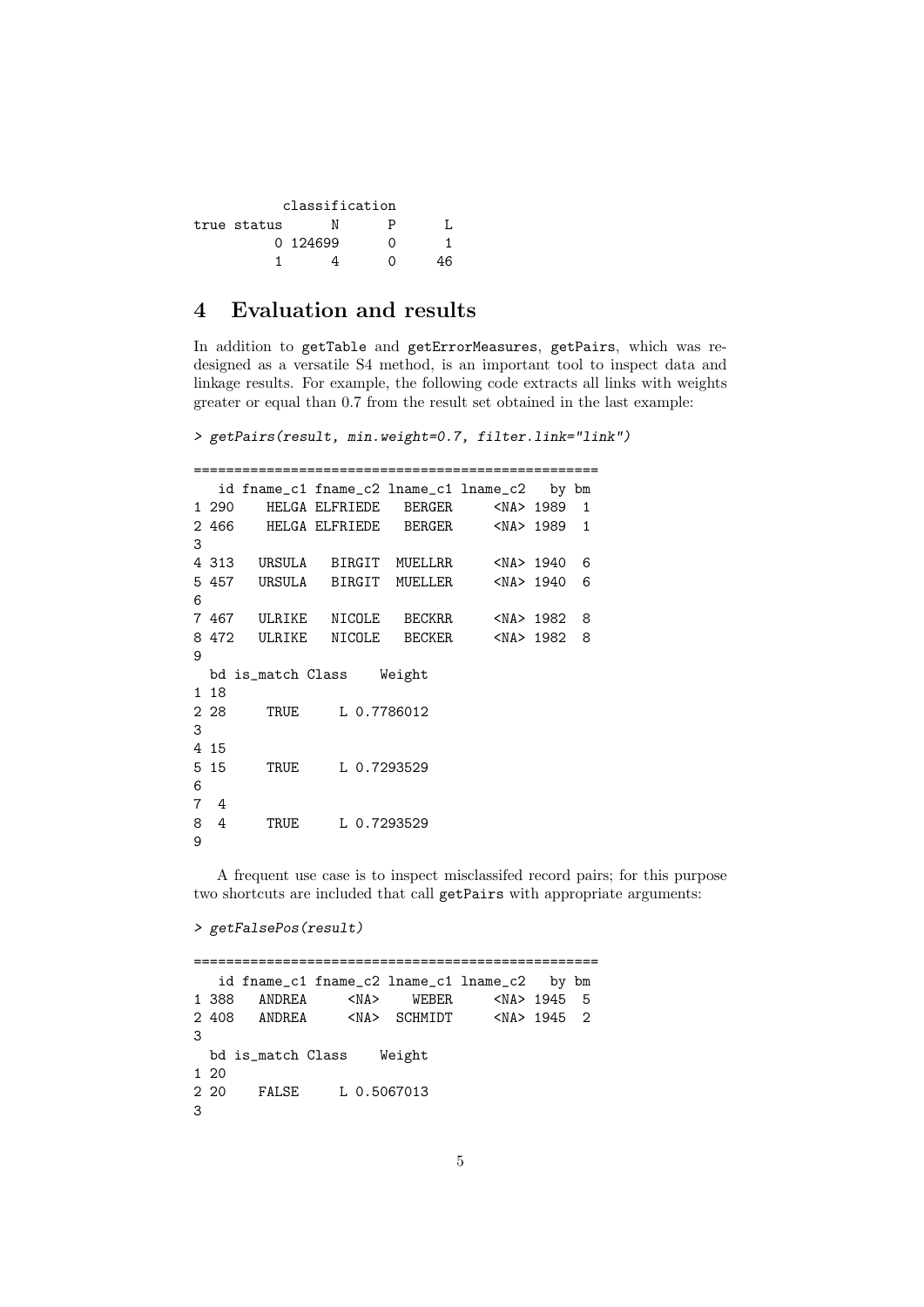```
           classification
true status      N      P      L
          0 124699      0      1
          1      4      0     46
```

## 4 Evaluation and results

In addition to getTable and getErrorMeasures, getPairs, which was redesigned as a versatile S4 method, is an important tool to inspect data and linkage results. For example, the following code extracts all links with weights greater or equal than 0.7 from the result set obtained in the last example:

```
> getPairs(result, min.weight=0.7, filter.link="link")

===================================================
   id fname_c1 fname_c2 lname_c1 lname_c2   by bm
1 290    HELGA ELFRIEDE   BERGER     <NA> 1989  1
2 466    HELGA ELFRIEDE   BERGER     <NA> 1989  1
3
4 313   URSULA   BIRGIT  MUELLRR     <NA> 1940  6
5 457   URSULA   BIRGIT  MUELLER     <NA> 1940  6
6
7 467   ULRIKE   NICOLE   BECKRR     <NA> 1982  8
8 472   ULRIKE   NICOLE   BECKER     <NA> 1982  8
9
  bd is_match Class    Weight
1 18
2 28     TRUE     L 0.7786012
3
4 15
5 15     TRUE     L 0.7293529
6
7  4
8  4     TRUE     L 0.7293529
9
```

A frequent use case is to inspect misclassifed record pairs; for this purpose two shortcuts are included that call getPairs with appropriate arguments:

```
> getFalsePos(result)

===================================================
   id fname_c1 fname_c2 lname_c1 lname_c2   by bm
1 388   ANDREA     <NA>    WEBER     <NA> 1945  5
2 408   ANDREA     <NA>  SCHMIDT     <NA> 1945  2
3
  bd is_match Class    Weight
1 20
2 20    FALSE     L 0.5067013
3
```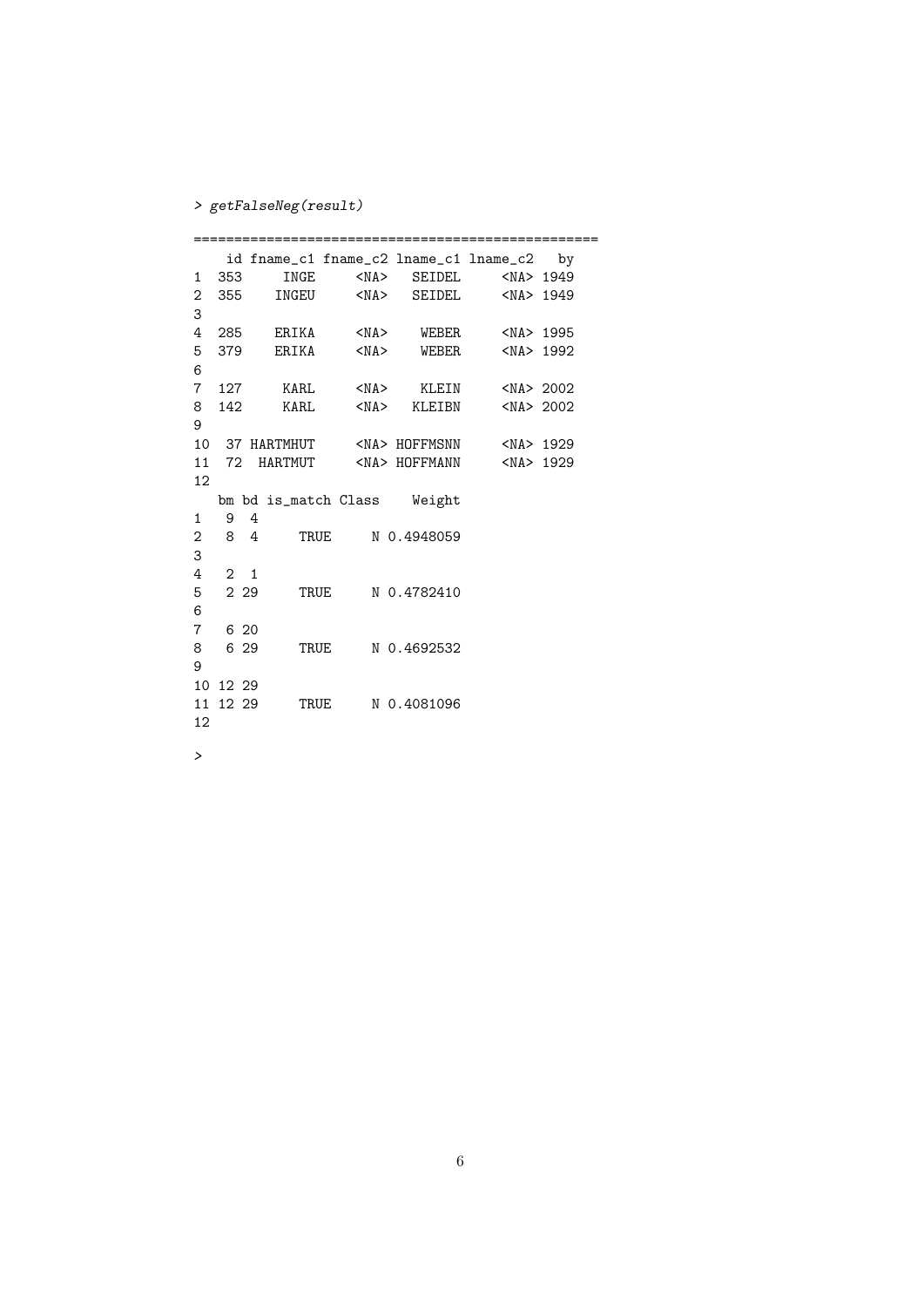```
> getFalseNeg(result)

==================================================
    id fname_c1 fname_c2 lname_c1 lname_c2   by
1  353     INGE     <NA>   SEIDEL     <NA> 1949
2  355    INGEU     <NA>   SEIDEL     <NA> 1949
3
4  285    ERIKA     <NA>    WEBER     <NA> 1995
5  379    ERIKA     <NA>    WEBER     <NA> 1992
6
7  127     KARL     <NA>    KLEIN     <NA> 2002
8  142     KARL     <NA>   KLEIBN     <NA> 2002
9
10  37 HARTMHUT     <NA> HOFFMSNN     <NA> 1929
11  72  HARTMUT     <NA> HOFFMANN     <NA> 1929
12
   bm bd is_match Class    Weight
1   9  4
2   8  4     TRUE     N 0.4948059
3
4   2  1
5   2 29     TRUE     N 0.4782410
6
7   6 20
8   6 29     TRUE     N 0.4692532
9
10 12 29
11 12 29     TRUE     N 0.4081096
12

>
```